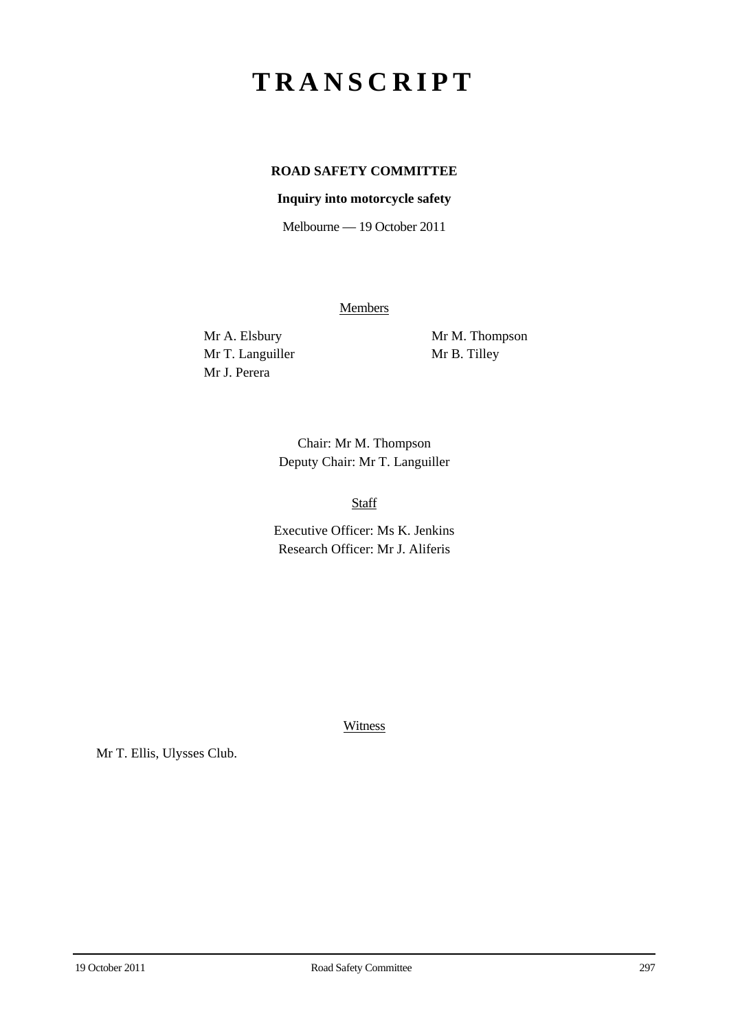# TRANSCRIPT

**ROAD SAFETY COMMITTEE**

**Inquiry into motorcycle safety**

Melbourne — 19 October 2011

Members

Mr A. Elsbury
Mr T. Languiller
Mr J. Perera
Mr M. Thompson
Mr B. Tilley

Chair: Mr M. Thompson
Deputy Chair: Mr T. Languiller

Staff

Executive Officer: Ms K. Jenkins
Research Officer: Mr J. Aliferis

Witness

Mr T. Ellis, Ulysses Club.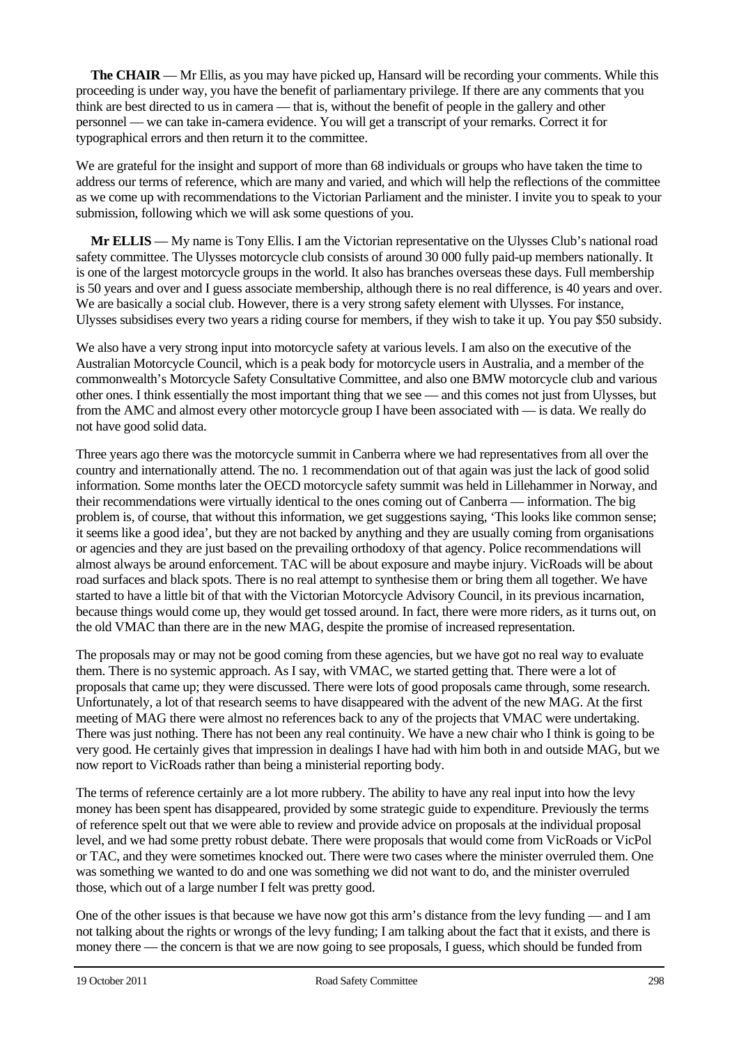**The CHAIR** — Mr Ellis, as you may have picked up, Hansard will be recording your comments. While this proceeding is under way, you have the benefit of parliamentary privilege. If there are any comments that you think are best directed to us in camera — that is, without the benefit of people in the gallery and other personnel — we can take in-camera evidence. You will get a transcript of your remarks. Correct it for typographical errors and then return it to the committee.

We are grateful for the insight and support of more than 68 individuals or groups who have taken the time to address our terms of reference, which are many and varied, and which will help the reflections of the committee as we come up with recommendations to the Victorian Parliament and the minister. I invite you to speak to your submission, following which we will ask some questions of you.

**Mr ELLIS** — My name is Tony Ellis. I am the Victorian representative on the Ulysses Club's national road safety committee. The Ulysses motorcycle club consists of around 30 000 fully paid-up members nationally. It is one of the largest motorcycle groups in the world. It also has branches overseas these days. Full membership is 50 years and over and I guess associate membership, although there is no real difference, is 40 years and over. We are basically a social club. However, there is a very strong safety element with Ulysses. For instance, Ulysses subsidises every two years a riding course for members, if they wish to take it up. You pay $50 subsidy.

We also have a very strong input into motorcycle safety at various levels. I am also on the executive of the Australian Motorcycle Council, which is a peak body for motorcycle users in Australia, and a member of the commonwealth's Motorcycle Safety Consultative Committee, and also one BMW motorcycle club and various other ones. I think essentially the most important thing that we see — and this comes not just from Ulysses, but from the AMC and almost every other motorcycle group I have been associated with — is data. We really do not have good solid data.

Three years ago there was the motorcycle summit in Canberra where we had representatives from all over the country and internationally attend. The no. 1 recommendation out of that again was just the lack of good solid information. Some months later the OECD motorcycle safety summit was held in Lillehammer in Norway, and their recommendations were virtually identical to the ones coming out of Canberra — information. The big problem is, of course, that without this information, we get suggestions saying, 'This looks like common sense; it seems like a good idea', but they are not backed by anything and they are usually coming from organisations or agencies and they are just based on the prevailing orthodoxy of that agency. Police recommendations will almost always be around enforcement. TAC will be about exposure and maybe injury. VicRoads will be about road surfaces and black spots. There is no real attempt to synthesise them or bring them all together. We have started to have a little bit of that with the Victorian Motorcycle Advisory Council, in its previous incarnation, because things would come up, they would get tossed around. In fact, there were more riders, as it turns out, on the old VMAC than there are in the new MAG, despite the promise of increased representation.

The proposals may or may not be good coming from these agencies, but we have got no real way to evaluate them. There is no systemic approach. As I say, with VMAC, we started getting that. There were a lot of proposals that came up; they were discussed. There were lots of good proposals came through, some research. Unfortunately, a lot of that research seems to have disappeared with the advent of the new MAG. At the first meeting of MAG there were almost no references back to any of the projects that VMAC were undertaking. There was just nothing. There has not been any real continuity. We have a new chair who I think is going to be very good. He certainly gives that impression in dealings I have had with him both in and outside MAG, but we now report to VicRoads rather than being a ministerial reporting body.

The terms of reference certainly are a lot more rubbery. The ability to have any real input into how the levy money has been spent has disappeared, provided by some strategic guide to expenditure. Previously the terms of reference spelt out that we were able to review and provide advice on proposals at the individual proposal level, and we had some pretty robust debate. There were proposals that would come from VicRoads or VicPol or TAC, and they were sometimes knocked out. There were two cases where the minister overruled them. One was something we wanted to do and one was something we did not want to do, and the minister overruled those, which out of a large number I felt was pretty good.

One of the other issues is that because we have now got this arm's distance from the levy funding — and I am not talking about the rights or wrongs of the levy funding; I am talking about the fact that it exists, and there is money there — the concern is that we are now going to see proposals, I guess, which should be funded from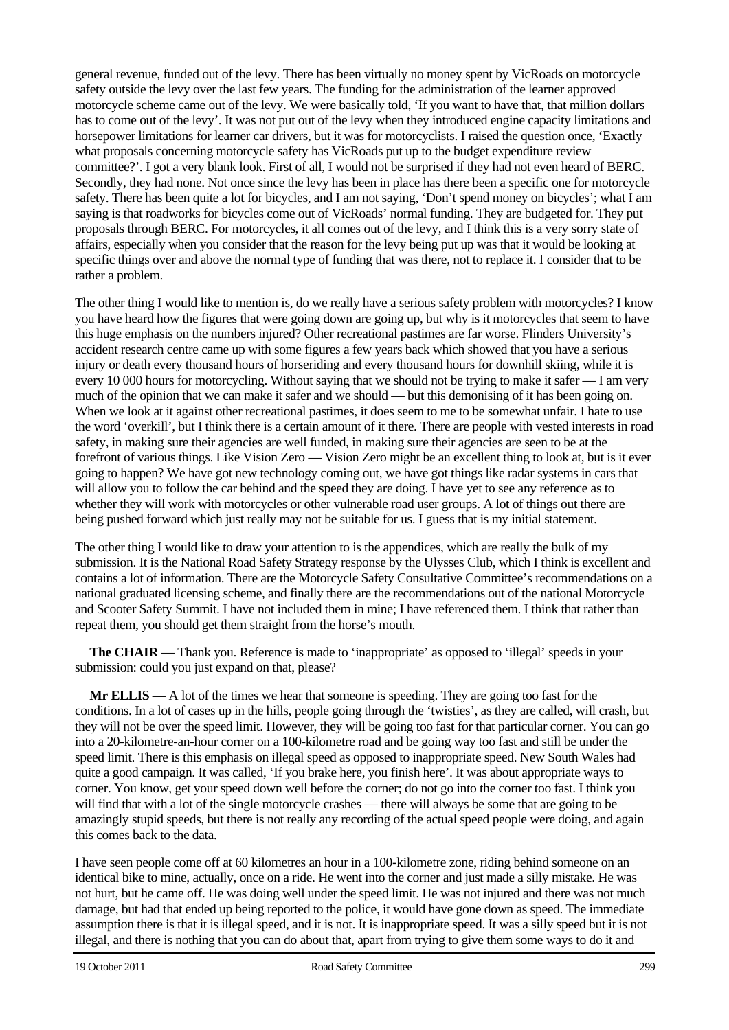general revenue, funded out of the levy. There has been virtually no money spent by VicRoads on motorcycle safety outside the levy over the last few years. The funding for the administration of the learner approved motorcycle scheme came out of the levy. We were basically told, 'If you want to have that, that million dollars has to come out of the levy'. It was not put out of the levy when they introduced engine capacity limitations and horsepower limitations for learner car drivers, but it was for motorcyclists. I raised the question once, 'Exactly what proposals concerning motorcycle safety has VicRoads put up to the budget expenditure review committee?'. I got a very blank look. First of all, I would not be surprised if they had not even heard of BERC. Secondly, they had none. Not once since the levy has been in place has there been a specific one for motorcycle safety. There has been quite a lot for bicycles, and I am not saying, 'Don't spend money on bicycles'; what I am saying is that roadworks for bicycles come out of VicRoads' normal funding. They are budgeted for. They put proposals through BERC. For motorcycles, it all comes out of the levy, and I think this is a very sorry state of affairs, especially when you consider that the reason for the levy being put up was that it would be looking at specific things over and above the normal type of funding that was there, not to replace it. I consider that to be rather a problem.

The other thing I would like to mention is, do we really have a serious safety problem with motorcycles? I know you have heard how the figures that were going down are going up, but why is it motorcycles that seem to have this huge emphasis on the numbers injured? Other recreational pastimes are far worse. Flinders University's accident research centre came up with some figures a few years back which showed that you have a serious injury or death every thousand hours of horseriding and every thousand hours for downhill skiing, while it is every 10 000 hours for motorcycling. Without saying that we should not be trying to make it safer — I am very much of the opinion that we can make it safer and we should — but this demonising of it has been going on. When we look at it against other recreational pastimes, it does seem to me to be somewhat unfair. I hate to use the word 'overkill', but I think there is a certain amount of it there. There are people with vested interests in road safety, in making sure their agencies are well funded, in making sure their agencies are seen to be at the forefront of various things. Like Vision Zero — Vision Zero might be an excellent thing to look at, but is it ever going to happen? We have got new technology coming out, we have got things like radar systems in cars that will allow you to follow the car behind and the speed they are doing. I have yet to see any reference as to whether they will work with motorcycles or other vulnerable road user groups. A lot of things out there are being pushed forward which just really may not be suitable for us. I guess that is my initial statement.

The other thing I would like to draw your attention to is the appendices, which are really the bulk of my submission. It is the National Road Safety Strategy response by the Ulysses Club, which I think is excellent and contains a lot of information. There are the Motorcycle Safety Consultative Committee's recommendations on a national graduated licensing scheme, and finally there are the recommendations out of the national Motorcycle and Scooter Safety Summit. I have not included them in mine; I have referenced them. I think that rather than repeat them, you should get them straight from the horse's mouth.

**The CHAIR** — Thank you. Reference is made to 'inappropriate' as opposed to 'illegal' speeds in your submission: could you just expand on that, please?

**Mr ELLIS** — A lot of the times we hear that someone is speeding. They are going too fast for the conditions. In a lot of cases up in the hills, people going through the 'twisties', as they are called, will crash, but they will not be over the speed limit. However, they will be going too fast for that particular corner. You can go into a 20-kilometre-an-hour corner on a 100-kilometre road and be going way too fast and still be under the speed limit. There is this emphasis on illegal speed as opposed to inappropriate speed. New South Wales had quite a good campaign. It was called, 'If you brake here, you finish here'. It was about appropriate ways to corner. You know, get your speed down well before the corner; do not go into the corner too fast. I think you will find that with a lot of the single motorcycle crashes — there will always be some that are going to be amazingly stupid speeds, but there is not really any recording of the actual speed people were doing, and again this comes back to the data.

I have seen people come off at 60 kilometres an hour in a 100-kilometre zone, riding behind someone on an identical bike to mine, actually, once on a ride. He went into the corner and just made a silly mistake. He was not hurt, but he came off. He was doing well under the speed limit. He was not injured and there was not much damage, but had that ended up being reported to the police, it would have gone down as speed. The immediate assumption there is that it is illegal speed, and it is not. It is inappropriate speed. It was a silly speed but it is not illegal, and there is nothing that you can do about that, apart from trying to give them some ways to do it and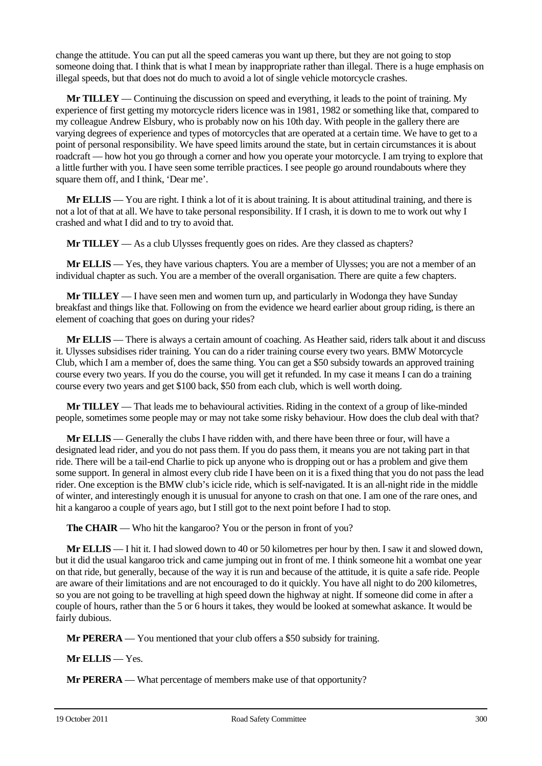change the attitude. You can put all the speed cameras you want up there, but they are not going to stop someone doing that. I think that is what I mean by inappropriate rather than illegal. There is a huge emphasis on illegal speeds, but that does not do much to avoid a lot of single vehicle motorcycle crashes.

**Mr TILLEY** — Continuing the discussion on speed and everything, it leads to the point of training. My experience of first getting my motorcycle riders licence was in 1981, 1982 or something like that, compared to my colleague Andrew Elsbury, who is probably now on his 10th day. With people in the gallery there are varying degrees of experience and types of motorcycles that are operated at a certain time. We have to get to a point of personal responsibility. We have speed limits around the state, but in certain circumstances it is about roadcraft — how hot you go through a corner and how you operate your motorcycle. I am trying to explore that a little further with you. I have seen some terrible practices. I see people go around roundabouts where they square them off, and I think, 'Dear me'.

**Mr ELLIS** — You are right. I think a lot of it is about training. It is about attitudinal training, and there is not a lot of that at all. We have to take personal responsibility. If I crash, it is down to me to work out why I crashed and what I did and to try to avoid that.

**Mr TILLEY** — As a club Ulysses frequently goes on rides. Are they classed as chapters?

**Mr ELLIS** — Yes, they have various chapters. You are a member of Ulysses; you are not a member of an individual chapter as such. You are a member of the overall organisation. There are quite a few chapters.

**Mr TILLEY** — I have seen men and women turn up, and particularly in Wodonga they have Sunday breakfast and things like that. Following on from the evidence we heard earlier about group riding, is there an element of coaching that goes on during your rides?

**Mr ELLIS** — There is always a certain amount of coaching. As Heather said, riders talk about it and discuss it. Ulysses subsidises rider training. You can do a rider training course every two years. BMW Motorcycle Club, which I am a member of, does the same thing. You can get a $50 subsidy towards an approved training course every two years. If you do the course, you will get it refunded. In my case it means I can do a training course every two years and get $100 back, $50 from each club, which is well worth doing.

**Mr TILLEY** — That leads me to behavioural activities. Riding in the context of a group of like-minded people, sometimes some people may or may not take some risky behaviour. How does the club deal with that?

**Mr ELLIS** — Generally the clubs I have ridden with, and there have been three or four, will have a designated lead rider, and you do not pass them. If you do pass them, it means you are not taking part in that ride. There will be a tail-end Charlie to pick up anyone who is dropping out or has a problem and give them some support. In general in almost every club ride I have been on it is a fixed thing that you do not pass the lead rider. One exception is the BMW club's icicle ride, which is self-navigated. It is an all-night ride in the middle of winter, and interestingly enough it is unusual for anyone to crash on that one. I am one of the rare ones, and hit a kangaroo a couple of years ago, but I still got to the next point before I had to stop.

**The CHAIR** — Who hit the kangaroo? You or the person in front of you?

**Mr ELLIS** — I hit it. I had slowed down to 40 or 50 kilometres per hour by then. I saw it and slowed down, but it did the usual kangaroo trick and came jumping out in front of me. I think someone hit a wombat one year on that ride, but generally, because of the way it is run and because of the attitude, it is quite a safe ride. People are aware of their limitations and are not encouraged to do it quickly. You have all night to do 200 kilometres, so you are not going to be travelling at high speed down the highway at night. If someone did come in after a couple of hours, rather than the 5 or 6 hours it takes, they would be looked at somewhat askance. It would be fairly dubious.

**Mr PERERA** — You mentioned that your club offers a $50 subsidy for training.

**Mr ELLIS** — Yes.

**Mr PERERA** — What percentage of members make use of that opportunity?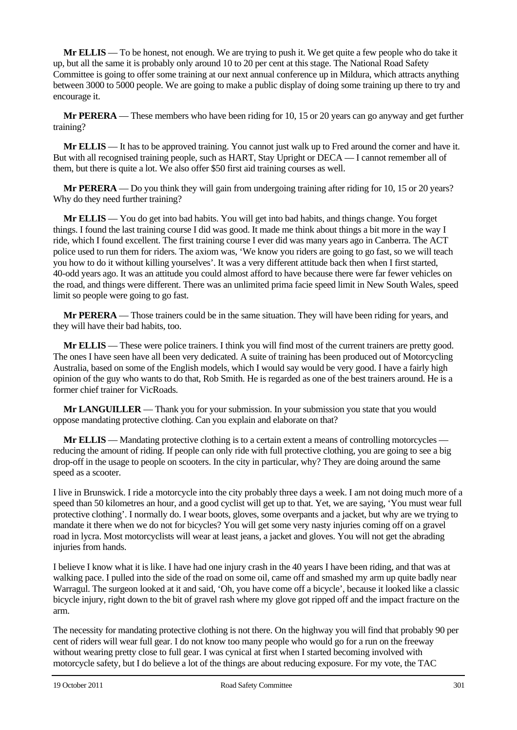**Mr ELLIS** — To be honest, not enough. We are trying to push it. We get quite a few people who do take it up, but all the same it is probably only around 10 to 20 per cent at this stage. The National Road Safety Committee is going to offer some training at our next annual conference up in Mildura, which attracts anything between 3000 to 5000 people. We are going to make a public display of doing some training up there to try and encourage it.

**Mr PERERA** — These members who have been riding for 10, 15 or 20 years can go anyway and get further training?

**Mr ELLIS** — It has to be approved training. You cannot just walk up to Fred around the corner and have it. But with all recognised training people, such as HART, Stay Upright or DECA — I cannot remember all of them, but there is quite a lot. We also offer $50 first aid training courses as well.

**Mr PERERA** — Do you think they will gain from undergoing training after riding for 10, 15 or 20 years? Why do they need further training?

**Mr ELLIS** — You do get into bad habits. You will get into bad habits, and things change. You forget things. I found the last training course I did was good. It made me think about things a bit more in the way I ride, which I found excellent. The first training course I ever did was many years ago in Canberra. The ACT police used to run them for riders. The axiom was, 'We know you riders are going to go fast, so we will teach you how to do it without killing yourselves'. It was a very different attitude back then when I first started, 40-odd years ago. It was an attitude you could almost afford to have because there were far fewer vehicles on the road, and things were different. There was an unlimited prima facie speed limit in New South Wales, speed limit so people were going to go fast.

**Mr PERERA** — Those trainers could be in the same situation. They will have been riding for years, and they will have their bad habits, too.

**Mr ELLIS** — These were police trainers. I think you will find most of the current trainers are pretty good. The ones I have seen have all been very dedicated. A suite of training has been produced out of Motorcycling Australia, based on some of the English models, which I would say would be very good. I have a fairly high opinion of the guy who wants to do that, Rob Smith. He is regarded as one of the best trainers around. He is a former chief trainer for VicRoads.

**Mr LANGUILLER** — Thank you for your submission. In your submission you state that you would oppose mandating protective clothing. Can you explain and elaborate on that?

**Mr ELLIS** — Mandating protective clothing is to a certain extent a means of controlling motorcycles — reducing the amount of riding. If people can only ride with full protective clothing, you are going to see a big drop-off in the usage to people on scooters. In the city in particular, why? They are doing around the same speed as a scooter.

I live in Brunswick. I ride a motorcycle into the city probably three days a week. I am not doing much more of a speed than 50 kilometres an hour, and a good cyclist will get up to that. Yet, we are saying, 'You must wear full protective clothing'. I normally do. I wear boots, gloves, some overpants and a jacket, but why are we trying to mandate it there when we do not for bicycles? You will get some very nasty injuries coming off on a gravel road in lycra. Most motorcyclists will wear at least jeans, a jacket and gloves. You will not get the abrading injuries from hands.

I believe I know what it is like. I have had one injury crash in the 40 years I have been riding, and that was at walking pace. I pulled into the side of the road on some oil, came off and smashed my arm up quite badly near Warragul. The surgeon looked at it and said, 'Oh, you have come off a bicycle', because it looked like a classic bicycle injury, right down to the bit of gravel rash where my glove got ripped off and the impact fracture on the arm.

The necessity for mandating protective clothing is not there. On the highway you will find that probably 90 per cent of riders will wear full gear. I do not know too many people who would go for a run on the freeway without wearing pretty close to full gear. I was cynical at first when I started becoming involved with motorcycle safety, but I do believe a lot of the things are about reducing exposure. For my vote, the TAC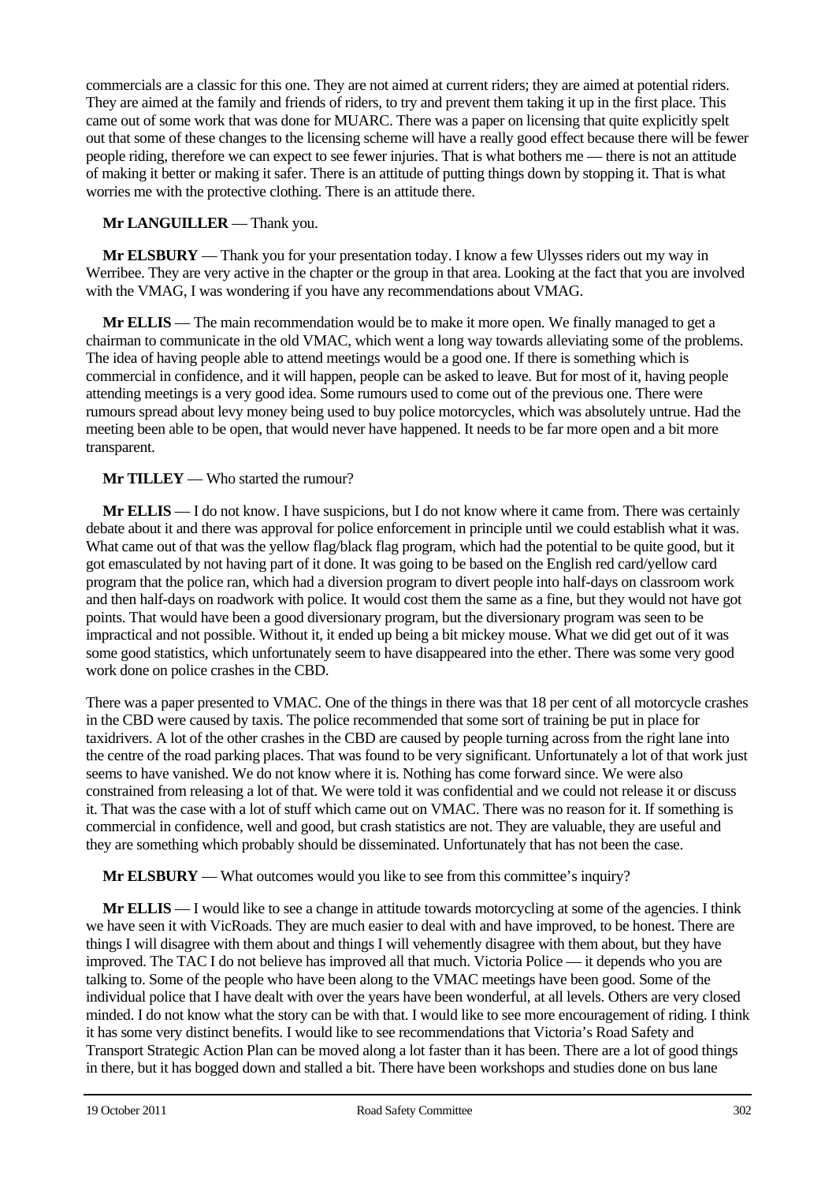commercials are a classic for this one. They are not aimed at current riders; they are aimed at potential riders. They are aimed at the family and friends of riders, to try and prevent them taking it up in the first place. This came out of some work that was done for MUARC. There was a paper on licensing that quite explicitly spelt out that some of these changes to the licensing scheme will have a really good effect because there will be fewer people riding, therefore we can expect to see fewer injuries. That is what bothers me — there is not an attitude of making it better or making it safer. There is an attitude of putting things down by stopping it. That is what worries me with the protective clothing. There is an attitude there.

**Mr LANGUILLER** — Thank you.

**Mr ELSBURY** — Thank you for your presentation today. I know a few Ulysses riders out my way in Werribee. They are very active in the chapter or the group in that area. Looking at the fact that you are involved with the VMAG, I was wondering if you have any recommendations about VMAG.

**Mr ELLIS** — The main recommendation would be to make it more open. We finally managed to get a chairman to communicate in the old VMAC, which went a long way towards alleviating some of the problems. The idea of having people able to attend meetings would be a good one. If there is something which is commercial in confidence, and it will happen, people can be asked to leave. But for most of it, having people attending meetings is a very good idea. Some rumours used to come out of the previous one. There were rumours spread about levy money being used to buy police motorcycles, which was absolutely untrue. Had the meeting been able to be open, that would never have happened. It needs to be far more open and a bit more transparent.

**Mr TILLEY** — Who started the rumour?

**Mr ELLIS** — I do not know. I have suspicions, but I do not know where it came from. There was certainly debate about it and there was approval for police enforcement in principle until we could establish what it was. What came out of that was the yellow flag/black flag program, which had the potential to be quite good, but it got emasculated by not having part of it done. It was going to be based on the English red card/yellow card program that the police ran, which had a diversion program to divert people into half-days on classroom work and then half-days on roadwork with police. It would cost them the same as a fine, but they would not have got points. That would have been a good diversionary program, but the diversionary program was seen to be impractical and not possible. Without it, it ended up being a bit mickey mouse. What we did get out of it was some good statistics, which unfortunately seem to have disappeared into the ether. There was some very good work done on police crashes in the CBD.

There was a paper presented to VMAC. One of the things in there was that 18 per cent of all motorcycle crashes in the CBD were caused by taxis. The police recommended that some sort of training be put in place for taxidrivers. A lot of the other crashes in the CBD are caused by people turning across from the right lane into the centre of the road parking places. That was found to be very significant. Unfortunately a lot of that work just seems to have vanished. We do not know where it is. Nothing has come forward since. We were also constrained from releasing a lot of that. We were told it was confidential and we could not release it or discuss it. That was the case with a lot of stuff which came out on VMAC. There was no reason for it. If something is commercial in confidence, well and good, but crash statistics are not. They are valuable, they are useful and they are something which probably should be disseminated. Unfortunately that has not been the case.

**Mr ELSBURY** — What outcomes would you like to see from this committee's inquiry?

**Mr ELLIS** — I would like to see a change in attitude towards motorcycling at some of the agencies. I think we have seen it with VicRoads. They are much easier to deal with and have improved, to be honest. There are things I will disagree with them about and things I will vehemently disagree with them about, but they have improved. The TAC I do not believe has improved all that much. Victoria Police — it depends who you are talking to. Some of the people who have been along to the VMAC meetings have been good. Some of the individual police that I have dealt with over the years have been wonderful, at all levels. Others are very closed minded. I do not know what the story can be with that. I would like to see more encouragement of riding. I think it has some very distinct benefits. I would like to see recommendations that Victoria's Road Safety and Transport Strategic Action Plan can be moved along a lot faster than it has been. There are a lot of good things in there, but it has bogged down and stalled a bit. There have been workshops and studies done on bus lane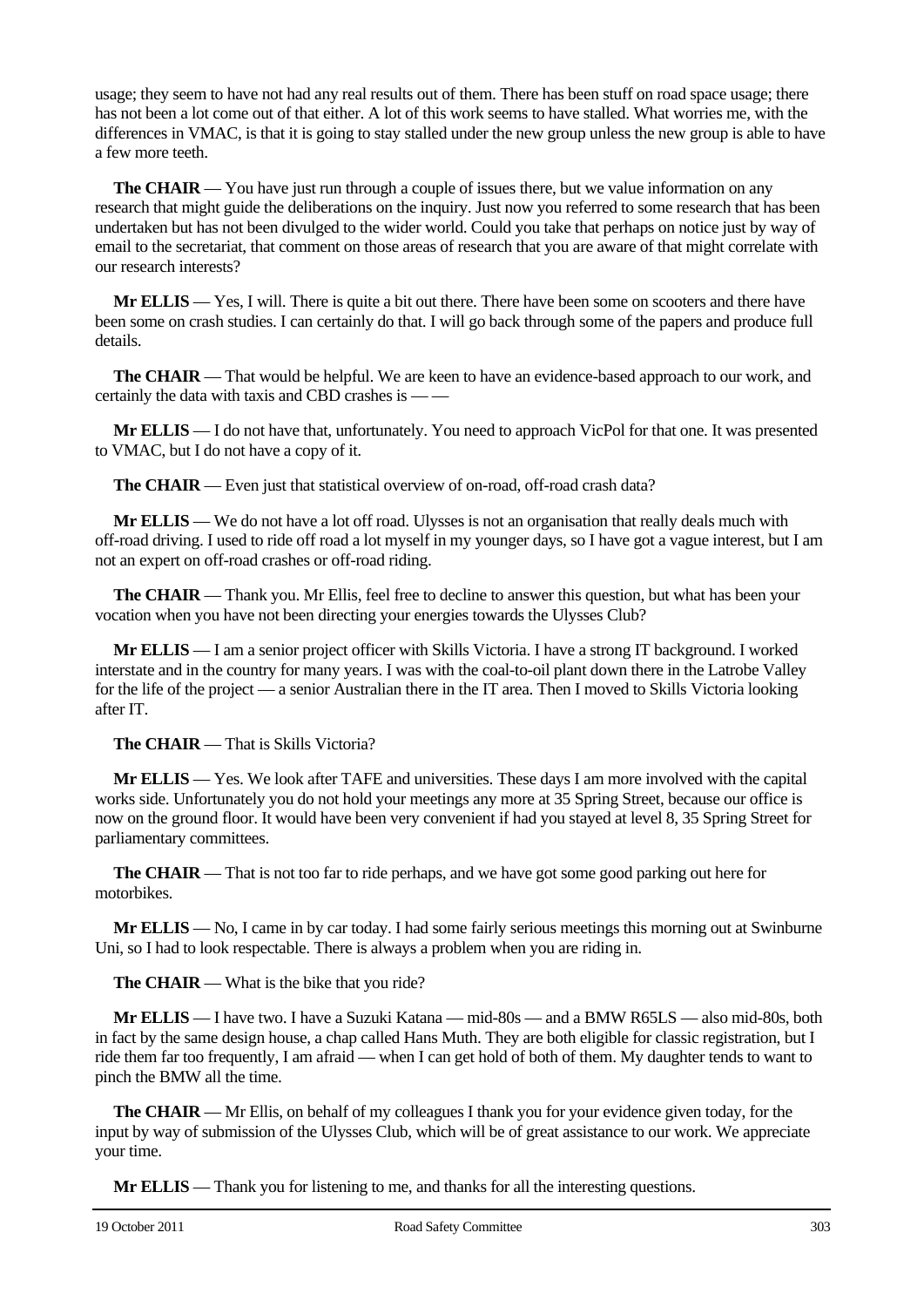usage; they seem to have not had any real results out of them. There has been stuff on road space usage; there has not been a lot come out of that either. A lot of this work seems to have stalled. What worries me, with the differences in VMAC, is that it is going to stay stalled under the new group unless the new group is able to have a few more teeth.

**The CHAIR** — You have just run through a couple of issues there, but we value information on any research that might guide the deliberations on the inquiry. Just now you referred to some research that has been undertaken but has not been divulged to the wider world. Could you take that perhaps on notice just by way of email to the secretariat, that comment on those areas of research that you are aware of that might correlate with our research interests?

**Mr ELLIS** — Yes, I will. There is quite a bit out there. There have been some on scooters and there have been some on crash studies. I can certainly do that. I will go back through some of the papers and produce full details.

**The CHAIR** — That would be helpful. We are keen to have an evidence-based approach to our work, and certainly the data with taxis and CBD crashes is — —

**Mr ELLIS** — I do not have that, unfortunately. You need to approach VicPol for that one. It was presented to VMAC, but I do not have a copy of it.

**The CHAIR** — Even just that statistical overview of on-road, off-road crash data?

**Mr ELLIS** — We do not have a lot off road. Ulysses is not an organisation that really deals much with off-road driving. I used to ride off road a lot myself in my younger days, so I have got a vague interest, but I am not an expert on off-road crashes or off-road riding.

**The CHAIR** — Thank you. Mr Ellis, feel free to decline to answer this question, but what has been your vocation when you have not been directing your energies towards the Ulysses Club?

**Mr ELLIS** — I am a senior project officer with Skills Victoria. I have a strong IT background. I worked interstate and in the country for many years. I was with the coal-to-oil plant down there in the Latrobe Valley for the life of the project — a senior Australian there in the IT area. Then I moved to Skills Victoria looking after IT.

**The CHAIR** — That is Skills Victoria?

**Mr ELLIS** — Yes. We look after TAFE and universities. These days I am more involved with the capital works side. Unfortunately you do not hold your meetings any more at 35 Spring Street, because our office is now on the ground floor. It would have been very convenient if had you stayed at level 8, 35 Spring Street for parliamentary committees.

**The CHAIR** — That is not too far to ride perhaps, and we have got some good parking out here for motorbikes.

**Mr ELLIS** — No, I came in by car today. I had some fairly serious meetings this morning out at Swinburne Uni, so I had to look respectable. There is always a problem when you are riding in.

**The CHAIR** — What is the bike that you ride?

**Mr ELLIS** — I have two. I have a Suzuki Katana — mid-80s — and a BMW R65LS — also mid-80s, both in fact by the same design house, a chap called Hans Muth. They are both eligible for classic registration, but I ride them far too frequently, I am afraid — when I can get hold of both of them. My daughter tends to want to pinch the BMW all the time.

**The CHAIR** — Mr Ellis, on behalf of my colleagues I thank you for your evidence given today, for the input by way of submission of the Ulysses Club, which will be of great assistance to our work. We appreciate your time.

**Mr ELLIS** — Thank you for listening to me, and thanks for all the interesting questions.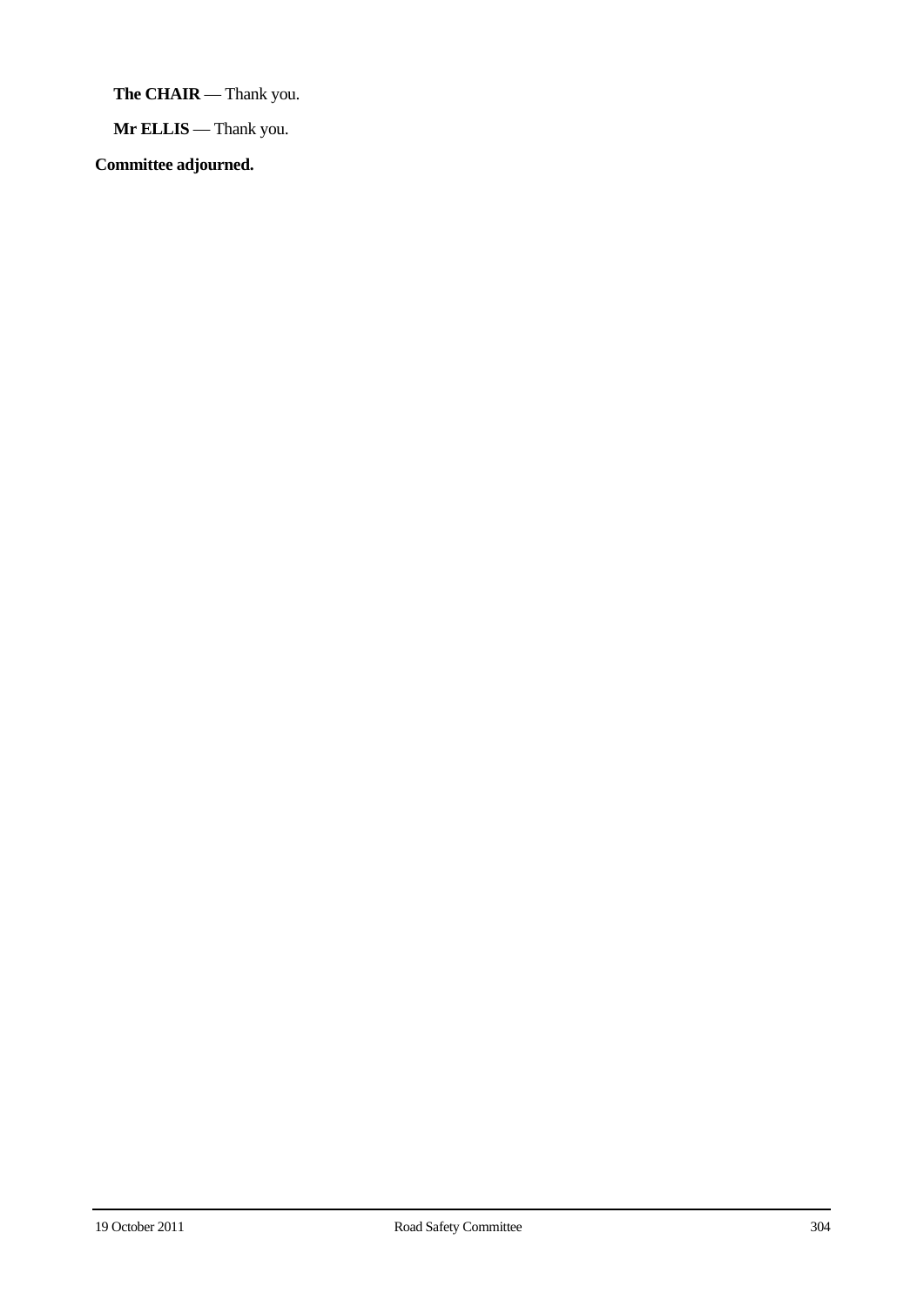**The CHAIR** — Thank you.

**Mr ELLIS** — Thank you.

**Committee adjourned.**